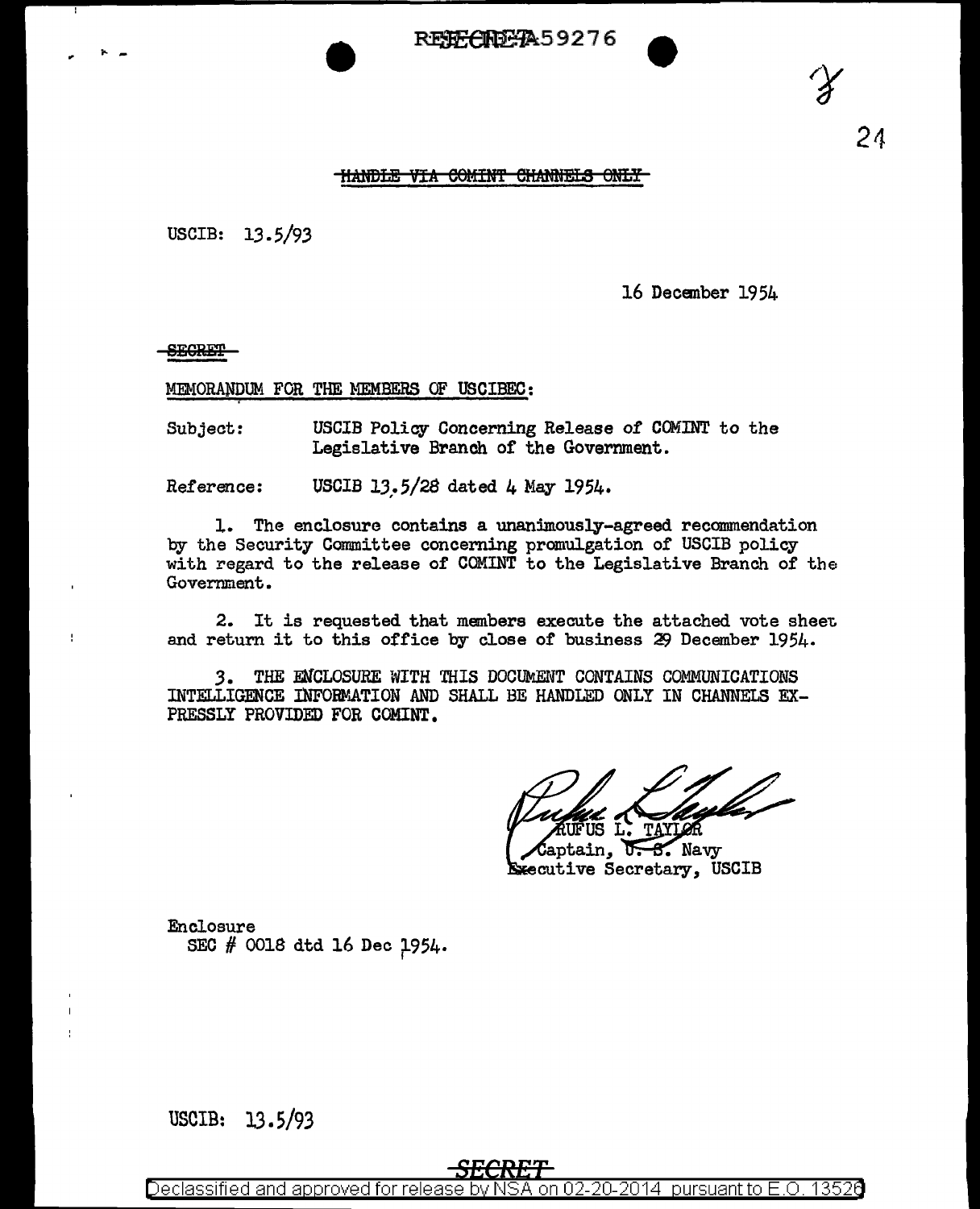REF ID:A59276

~~HANDLE VIA COMINT CHANNELS ONLY~~

USCIB: 13.5/93

16 December 1954

~~SECRET~~

MEMORANDUM FOR THE MEMBERS OF USCIBEC:

Subject: USCIB Policy Concerning Release of COMINT to the Legislative Branch of the Government.

Reference: USCIB 13.5/28 dated 4 May 1954.

1. The enclosure contains a unanimously-agreed recommendation by the Security Committee concerning promulgation of USCIB policy with regard to the release of COMINT to the Legislative Branch of the Government.

2. It is requested that members execute the attached vote sheet and return it to this office by close of business 29 December 1954.

3. THE ENCLOSURE WITH THIS DOCUMENT CONTAINS COMMUNICATIONS INTELLIGENCE INFORMATION AND SHALL BE HANDLED ONLY IN CHANNELS EXPRESSLY PROVIDED FOR COMINT.

RUFUS L. TAYLOR
Captain, U. S. Navy
Executive Secretary, USCIB

Enclosure
SEC # 0018 dtd 16 Dec 1954.

USCIB: 13.5/93

~~SECRET~~

Declassified and approved for release by NSA on 02-20-2014 pursuant to E.O. 13526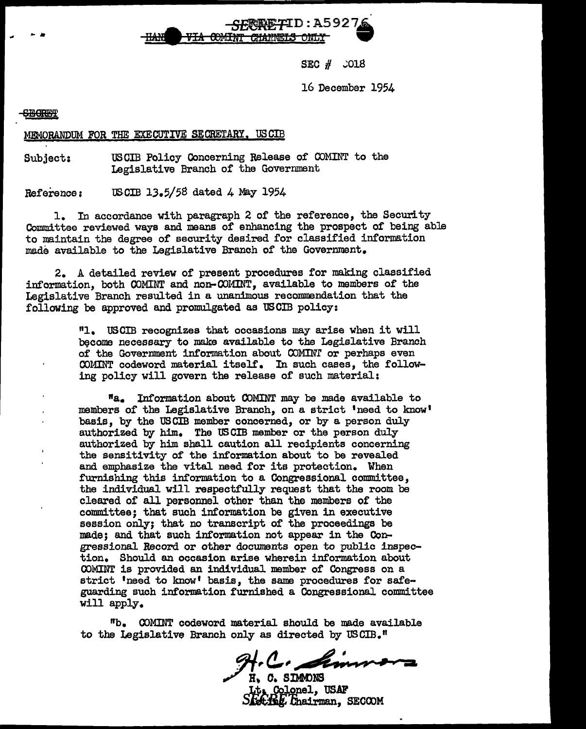SECRET ID:A59276
HANDLE VIA COMINT CHANNELS ONLY

SEC # 0018

16 December 1954

SECRET

MEMORANDUM FOR THE EXECUTIVE SECRETARY, USCIB

Subject: USCIB Policy Concerning Release of COMINT to the Legislative Branch of the Government

Reference: USCIB 13.5/58 dated 4 May 1954

1. In accordance with paragraph 2 of the reference, the Security Committee reviewed ways and means of enhancing the prospect of being able to maintain the degree of security desired for classified information made available to the Legislative Branch of the Government.

2. A detailed review of present procedures for making classified information, both COMINT and non-COMINT, available to members of the Legislative Branch resulted in a unanimous recommendation that the following be approved and promulgated as USCIB policy:

> "1. USCIB recognizes that occasions may arise when it will become necessary to make available to the Legislative Branch of the Government information about COMINT or perhaps even COMINT codeword material itself. In such cases, the following policy will govern the release of such material:
>
> "a. Information about COMINT may be made available to members of the Legislative Branch, on a strict 'need to know' basis, by the USCIB member concerned, or by a person duly authorized by him. The USCIB member or the person duly authorized by him shall caution all recipients concerning the sensitivity of the information about to be revealed and emphasize the vital need for its protection. When furnishing this information to a Congressional committee, the individual will respectfully request that the room be cleared of all personnel other than the members of the committee; that such information be given in executive session only; that no transcript of the proceedings be made; and that such information not appear in the Congressional Record or other documents open to public inspection. Should an occasion arise wherein information about COMINT is provided an individual member of Congress on a strict 'need to know' basis, the same procedures for safeguarding such information furnished a Congressional committee will apply.
>
> "b. COMINT codeword material should be made available to the Legislative Branch only as directed by USCIB."

H. C. Simmons
H. C. SIMMONS
Lt. Colonel, USAF
Acting Chairman, SECCOM

SECRET